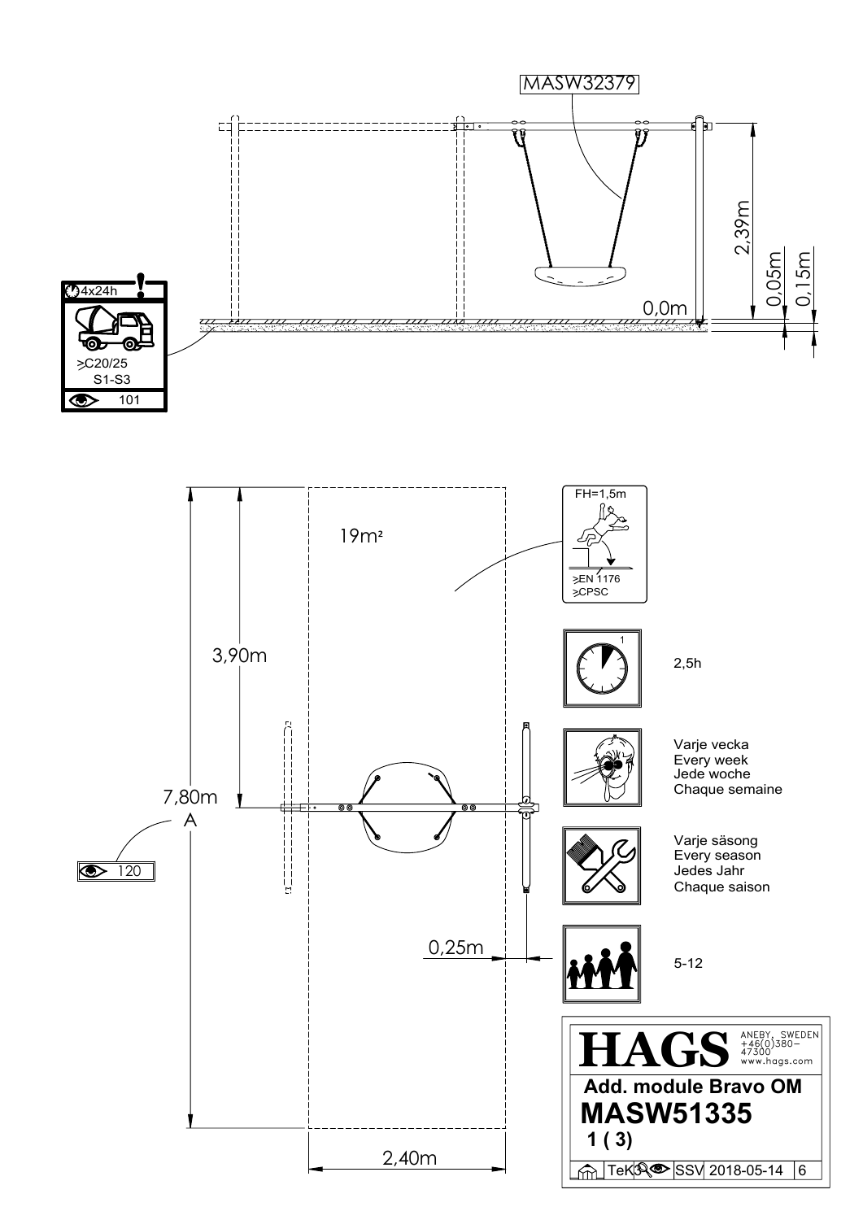MASW32379

2,39m

0,05m

0,15m

0,0m

4x24h

≥C20/25
S1-S3

101

19m²

FH=1,5m

≥EN 1176
≥CPSC

3,90m

2,5h

Varje vecka
Every week
Jede woche
Chaque semaine

7,80m
A

120

Varje säsong
Every season
Jedes Jahr
Chaque saison

0,25m

5-12

2,40m

**HAGS** ANEBY, SWEDEN +46(0)380-47300 www.hags.com

**Add. module Bravo OM**

**MASW51335**

**1 ( 3)**

TeK SSV 2018-05-14 6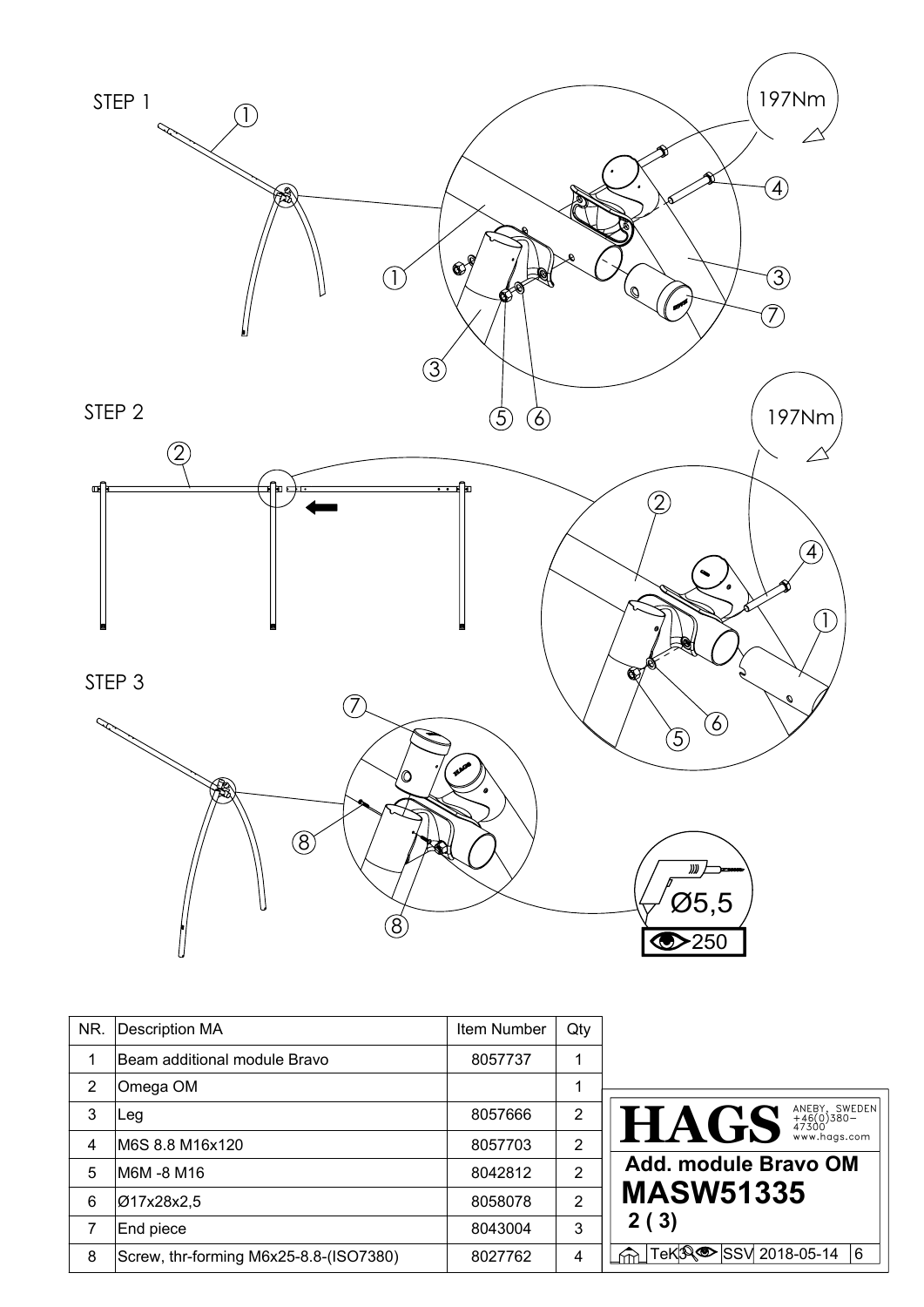STEP 1

197Nm

STEP 2

197Nm

STEP 3

Ø5,5

250

| NR. | Description MA | Item Number | Qty |
|---|---|---|---|
| 1 | Beam additional module Bravo | 8057737 | 1 |
| 2 | Omega OM | | 1 |
| 3 | Leg | 8057666 | 2 |
| 4 | M6S 8.8 M16x120 | 8057703 | 2 |
| 5 | M6M -8 M16 | 8042812 | 2 |
| 6 | Ø17x28x2,5 | 8058078 | 2 |
| 7 | End piece | 8043004 | 3 |
| 8 | Screw, thr-forming M6x25-8.8-(ISO7380) | 8027762 | 4 |

**HAGS** ANEBY, SWEDEN +46(0)380-47300 www.hags.com

**Add. module Bravo OM**

**MASW51335**

**2 ( 3)**

TeK SSV 2018-05-14 6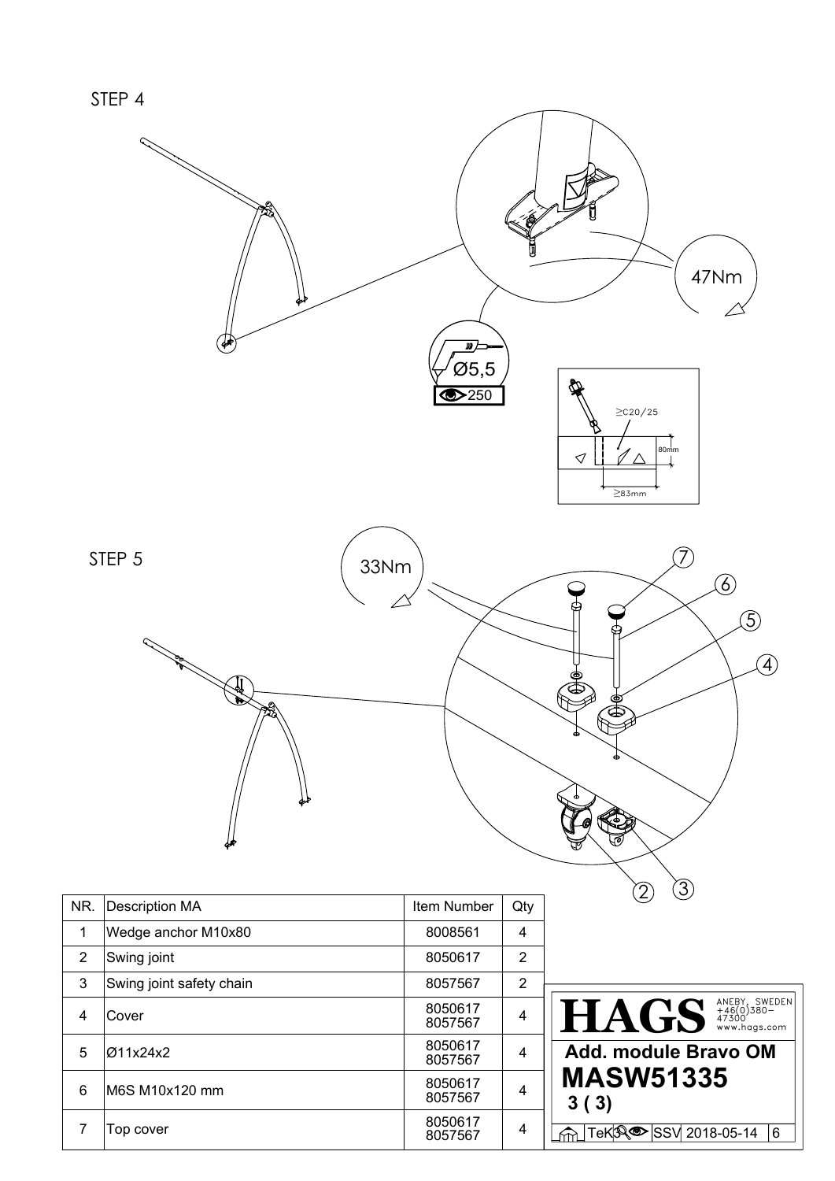STEP 4

47Nm

Ø5,5

250

≥C20/25

80mm

≥83mm

STEP 5

33Nm

| NR. | Description MA | Item Number | Qty |
|---|---|---|---|
| 1 | Wedge anchor M10x80 | 8008561 | 4 |
| 2 | Swing joint | 8050617 | 2 |
| 3 | Swing joint safety chain | 8057567 | 2 |
| 4 | Cover | 8050617 8057567 | 4 |
| 5 | Ø11x24x2 | 8050617 8057567 | 4 |
| 6 | M6S M10x120 mm | 8050617 8057567 | 4 |
| 7 | Top cover | 8050617 8057567 | 4 |

**HAGS** ANEBY, SWEDEN +46(0)380-47300 www.hags.com

**Add. module Bravo OM**

**MASW51335**

**3 ( 3)**

TeK SSV 2018-05-14 6